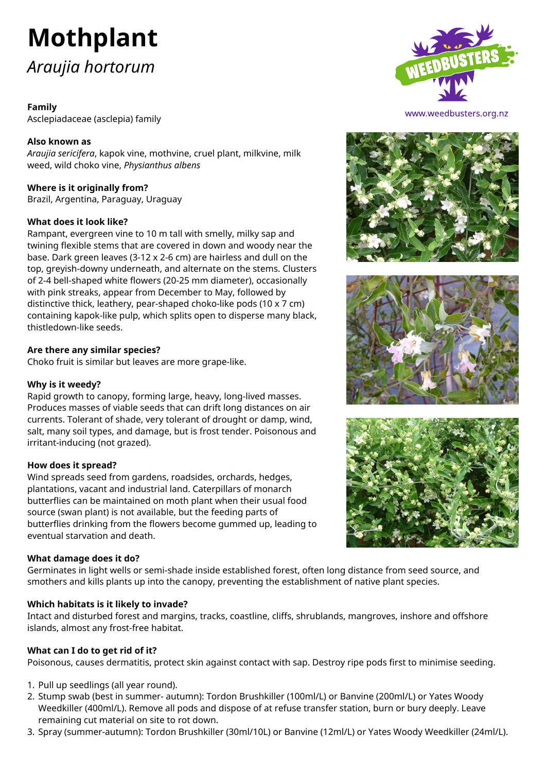# Mothplant

## *Araujia hortorum*

www.weedbusters.org.nz

**Family**
Asclepiadaceae (asclepia) family

**Also known as**
*Araujia sericifera*, kapok vine, mothvine, cruel plant, milkvine, milk weed, wild choko vine, *Physianthus albens*

**Where is it originally from?**
Brazil, Argentina, Paraguay, Uraguay

**What does it look like?**
Rampant, evergreen vine to 10 m tall with smelly, milky sap and twining flexible stems that are covered in down and woody near the base. Dark green leaves (3-12 x 2-6 cm) are hairless and dull on the top, greyish-downy underneath, and alternate on the stems. Clusters of 2-4 bell-shaped white flowers (20-25 mm diameter), occasionally with pink streaks, appear from December to May, followed by distinctive thick, leathery, pear-shaped choko-like pods (10 x 7 cm) containing kapok-like pulp, which splits open to disperse many black, thistledown-like seeds.

**Are there any similar species?**
Choko fruit is similar but leaves are more grape-like.

**Why is it weedy?**
Rapid growth to canopy, forming large, heavy, long-lived masses. Produces masses of viable seeds that can drift long distances on air currents. Tolerant of shade, very tolerant of drought or damp, wind, salt, many soil types, and damage, but is frost tender. Poisonous and irritant-inducing (not grazed).

**How does it spread?**
Wind spreads seed from gardens, roadsides, orchards, hedges, plantations, vacant and industrial land. Caterpillars of monarch butterflies can be maintained on moth plant when their usual food source (swan plant) is not available, but the feeding parts of butterflies drinking from the flowers become gummed up, leading to eventual starvation and death.

**What damage does it do?**
Germinates in light wells or semi-shade inside established forest, often long distance from seed source, and smothers and kills plants up into the canopy, preventing the establishment of native plant species.

**Which habitats is it likely to invade?**
Intact and disturbed forest and margins, tracks, coastline, cliffs, shrublands, mangroves, inshore and offshore islands, almost any frost-free habitat.

**What can I do to get rid of it?**
Poisonous, causes dermatitis, protect skin against contact with sap. Destroy ripe pods first to minimise seeding.

1. Pull up seedlings (all year round).
2. Stump swab (best in summer- autumn): Tordon Brushkiller (100ml/L) or Banvine (200ml/L) or Yates Woody Weedkiller (400ml/L). Remove all pods and dispose of at refuse transfer station, burn or bury deeply. Leave remaining cut material on site to rot down.
3. Spray (summer-autumn): Tordon Brushkiller (30ml/10L) or Banvine (12ml/L) or Yates Woody Weedkiller (24ml/L).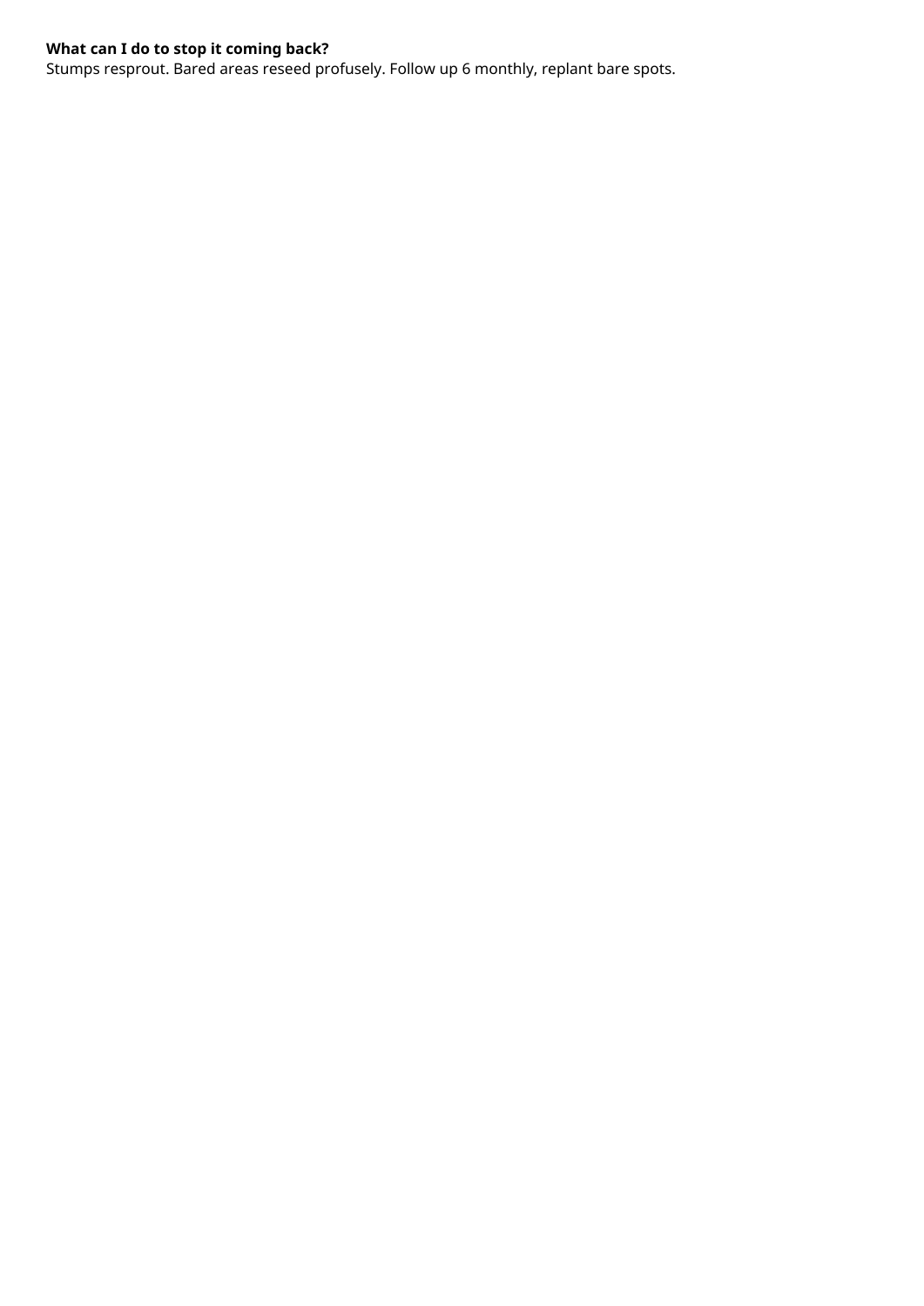**What can I do to stop it coming back?**
Stumps resprout. Bared areas reseed profusely. Follow up 6 monthly, replant bare spots.